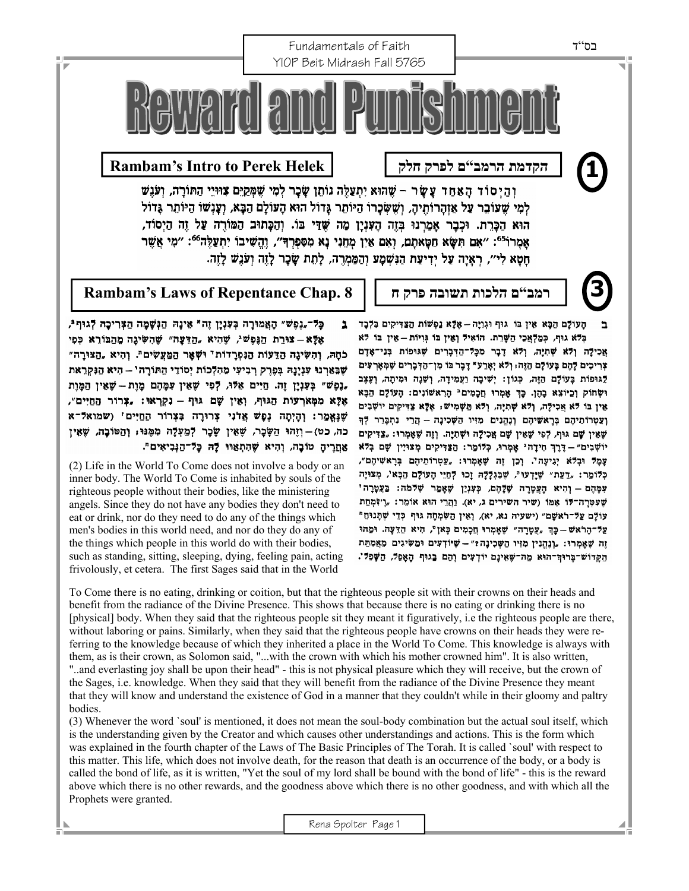Fundamentals of Faith
YIOP Beit Midrash Fall 5765

# Reward and Punishment

## Rambam's Intro to Perek Helek

## הקדמת הרמב"ם לפרק חלק

**1**

וְהַיְסוֹד הָאַחַד עָשָׂר – שֶׁהוּא יִתְעַלֶּה נוֹתֵן שָׂכָר לְמִי שֶׁמְּקַיֵּם צִוּוּיֵי הַתּוֹרָה, וְעֹנֶשׁ לְמִי שֶׁעוֹבֵר עַל אַזְהָרוֹתֶיהָ, וְשֶׁשְּׂכָרוֹ הַיּוֹתֵר גָּדוֹל הוּא הָעוֹלָם הַבָּא, וְעָנְשׁוֹ הַיּוֹתֵר גָּדוֹל הוּא הַכָּרֵת. וּכְבָר אָמַרְנוּ בְּזֶה הָעִנְיָן מַה שֶּׁדַּי בּוֹ. וְהַכָּתוּב הַמּוֹרֶה עַל זֶה הַיְסוֹד, אָמְרוֹ[65]: "אִם תִּשָּׂא חַטָּאתָם, וְאִם אַיִן מְחֵנִי נָא מִסִּפְרְךָ", וֶהֱשִׁיבוֹ יִתְעַלֶּה[66]: "מִי אֲשֶׁר חָטָא לִי", רְאָיָה עַל יְדִיעַת הַנִּשְׁמָע וְהַמַּמְרֶה, לָתֵת שָׂכָר לָזֶה וְעֹנֶשׁ לָזֶה.

## Rambam's Laws of Repentance Chap. 8

## רמב"ם הלכות תשובה פרק ח

**3**

ב הָעוֹלָם הַבָּא אֵין בּוֹ גּוּף וּגְוִיָּה – אֶלָּא נַפְשׁוֹת הַצַּדִּיקִים בִּלְבַד בְּלֹא גּוּף, כְּמַלְאֲכֵי הַשָּׁרֵת. הוֹאִיל וְאֵין בּוֹ גְּוִיּוֹת – אֵין בּוֹ לֹא אֲכִילָה וְלֹא שְׁתִיָּה, וְלֹא דָּבָר מִכָּל־הַדְּבָרִים שֶׁגּוּפוֹת בְּנֵי־אָדָם צְרִיכִים לָהֶם בָּעוֹלָם הַזֶּה; וְלֹא יֶאֱרַע בּוֹ דָּבָר מִן־הַדְּבָרִים שֶׁמְּאָרְעִים לַגּוּפוֹת בָּעוֹלָם הַזֶּה, כְּגוֹן: יְשִׁיבָה וַעֲמִידָה, וְשֵׁנָה וּמִיתָה, וְעֶצֶב וּשְׂחוֹק וְכַיּוֹצֵא בָהֶן. כָּךְ אָמְרוּ חֲכָמִים הָרִאשׁוֹנִים: הָעוֹלָם הַבָּא אֵין בּוֹ לֹא אֲכִילָה, וְלֹא שְׁתִיָּה, וְלֹא תַּשְׁמִישׁ; אֶלָּא צַדִּיקִים יוֹשְׁבִים וְעַטְרוֹתֵיהֶם בְּרָאשֵׁיהֶם וְנֶהֱנִים מִזִּיו הַשְּׁכִינָה – הֲרֵי נִתְבָּרֵר לְךָ שֶׁאֵין שָׁם גּוּף, לְפִי שֶׁאֵין שָׁם אֲכִילָה וּשְׁתִיָּה. וְזֶה שֶׁאָמְרוּ: "צַדִּיקִים יוֹשְׁבִים" – דֶּרֶךְ חִידָה אָמְרוּ, כְּלוֹמַר: הַצַּדִּיקִים מְצוּיִין שָׁם בְּלֹא עָמָל וּבְלֹא יְגִיעָה. וְכֵן זֶה שֶׁאָמְרוּ: "עַטְרוֹתֵיהֶם בְּרָאשֵׁיהֶם", כְּלוֹמַר: "דַּעַת" שֶׁיָּדְעוּ, שֶׁבִּגְלָלָהּ זָכוּ לְחַיֵּי הָעוֹלָם הַבָּא, מְצוּיָה עִמָּהֶם – וְהִיא הָעֲטָרָה שֶׁלָּהֶם, כְּעִנְיָן שֶׁאָמַר שְׁלֹמֹה: בָּעֲטָרָה שֶׁעִטְּרָה־לּוֹ אִמּוֹ (שיר השירים ג, יא). וַהֲרֵי הוּא אוֹמֵר: "וְשִׂמְחַת עוֹלָם עַל־רֹאשָׁם" (ישעיה נא, יא), וְאֵין הַשִּׂמְחָה גּוּף כְּדֵי שֶׁתָּנוּחַ עַל־הָרֹאשׁ – כָּךְ "עֲטָרָה" שֶׁאָמְרוּ חֲכָמִים כָּאן, הִיא הַדֵּעָה. וּמַהוּ זֶה שֶׁאָמְרוּ: "וְנֶהֱנִין מִזִּיו הַשְּׁכִינָה"? – שֶׁיּוֹדְעִים וּמַשִּׂיגִים מֵאֲמִתַּת הַקָּדוֹשׁ־בָּרוּךְ־הוּא מַה־שֶּׁאֵינָם יוֹדְעִים וְהֵם בַּגּוּף הָאָפֵל, הַשָּׁפָל.

ג כָּל־"נֶפֶשׁ" הָאֲמוּרָה בְּעִנְיָן זֶה אֵינָהּ הַנְּשָׁמָה הַצְּרִיכָה לְגוּף, אֶלָּא – צוּרַת הַנֶּפֶשׁ, שֶׁהִיא "הַדֵּעָה" שֶׁהִשִּׂיגָה מֵהַבּוֹרֵא כְּפִי כֹחָהּ, וְהִשִּׂיגָה הַדֵּעוֹת הַנִּפְרָדוֹת וּשְׁאָר הַמַּעֲשִׂים. וְהִיא "הַצּוּרָה" שֶׁבֵּאַרְנוּ עִנְיָנָהּ בְּפֶרֶק רְבִיעִי מֵהִלְכוֹת יְסוֹדֵי הַתּוֹרָה – הִיא הַנִּקְרֵאת "נֶפֶשׁ" בְּעִנְיָן זֶה. חַיִּים אֵלּוּ, לְפִי שֶׁאֵין עִמָּהֶם מָוֶת – שֶׁאֵין הַמָּוֶת אֶלָּא מִמְּאֹרְעוֹת הַגּוּף, וְאֵין שָׁם גּוּף – נִקְרָאוּ: "צְרוֹר הַחַיִּים", שֶׁנֶּאֱמַר: וְהָיְתָה נֶפֶשׁ אֲדֹנִי צְרוּרָה בִּצְרוֹר הַחַיִּים (שמואל־א כה, כט) – וְזֶהוּ הַשָּׂכָר, שֶׁאֵין שָׂכָר לְמַעְלָה מִמֶּנּוּ; וְהַטּוֹבָה, שֶׁאֵין אַחֲרֶיהָ טוֹבָה, וְהִיא שֶׁהִתְאַוּוּ לָהּ כָּל־הַנְּבִיאִים.

(2) Life in the World To Come does not involve a body or an inner body. The World To Come is inhabited by souls of the righteous people without their bodies, like the ministering angels. Since they do not have any bodies they don't need to eat or drink, nor do they need to do any of the things which men's bodies in this world need, and nor do they do any of the things which people in this world do with their bodies, such as standing, sitting, sleeping, dying, feeling pain, acting frivolously, et cetera. The first Sages said that in the World To Come there is no eating, drinking or coition, but that the righteous people sit with their crowns on their heads and benefit from the radiance of the Divine Presence. This shows that because there is no eating or drinking there is no [physical] body. When they said that the righteous people sit they meant it figuratively, i.e the righteous people are there, without laboring or pains. Similarly, when they said that the righteous people have crowns on their heads they were referring to the knowledge because of which they inherited a place in the World To Come. This knowledge is always with them, as is their crown, as Solomon said, "...with the crown with which his mother crowned him". It is also written, "..and everlasting joy shall be upon their head" - this is not physical pleasure which they will receive, but the crown of the Sages, i.e. knowledge. When they said that they will benefit from the radiance of the Divine Presence they meant that they will know and understand the existence of God in a manner that they couldn't while in their gloomy and paltry bodies.

(3) Whenever the word `soul' is mentioned, it does not mean the soul-body combination but the actual soul itself, which is the understanding given by the Creator and which causes other understandings and actions. This is the form which was explained in the fourth chapter of the Laws of The Basic Principles of The Torah. It is called `soul' with respect to this matter. This life, which does not involve death, for the reason that death is an occurrence of the body, or a body is called the bond of life, as it is written, "Yet the soul of my lord shall be bound with the bond of life" - this is the reward above which there is no other rewards, and the goodness above which there is no other goodness, and with which all the Prophets were granted.

Rena Spolter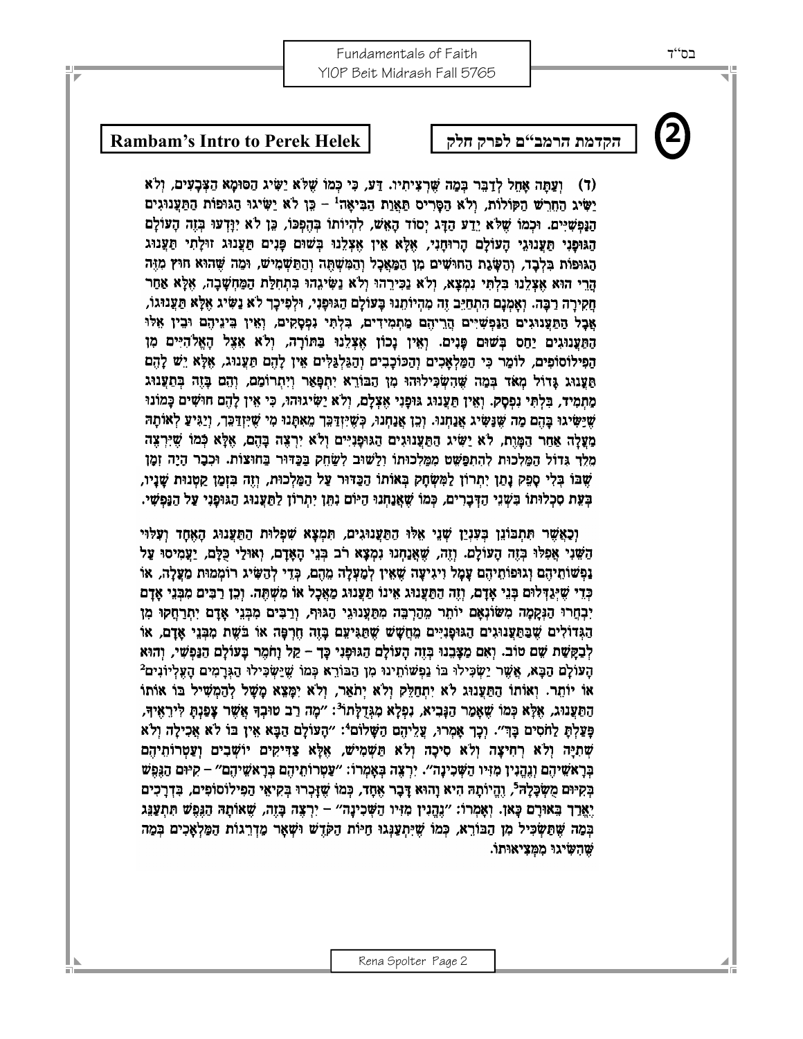## Rambam's Intro to Perek Helek

## הקדמת הרמב"ם לפרק חלק

**2**

(ד) וְעַתָּה אָחֵל לְדַבֵּר בְּמָה שֶׁרָצִיתִי. דַּע, כִּי כְּמוֹ שֶׁלֹּא יַשִּׂיג הַסּוּמָא הַצְּבָעִים, וְלֹא יַשִּׂיג הַחֵרֵשׁ הַקּוֹלוֹת, וְלֹא הַסָּרִיס תַּאֲוַת הַבִּיאָה[1] – כֵּן לֹא יַשִּׂיגוּ הַגּוּפוֹת הַתַּעֲנוּגִים הַנַּפְשִׁיִּים. וּכְמוֹ שֶׁלֹּא יֵדַע הַדָּג יְסוֹד הָאֵשׁ, לִהְיוֹתוֹ בְּהֶפְכּוֹ, כֵּן לֹא יִוָּדְעוּ בְּזֶה הָעוֹלָם הַגּוּפָנִי תַּעֲנוּגֵי הָעוֹלָם הָרוּחָנִי, אֶלָּא אֵין אֶצְלֵנוּ בְּשׁוּם פָּנִים תַּעֲנוּג זוּלָתִי תַּעֲנוּג הַגּוּפוֹת בִּלְבַד, וְהַשָּׂגַת הַחוּשִׁים מִן הַמַּאֲכָל וְהַמִּשְׁתֶּה וְהַתַּשְׁמִישׁ, וּמַה שֶּׁהוּא חוּץ מִזֶּה הֲרֵי הוּא אֶצְלֵנוּ בִּלְתִּי נִמְצָא, וְלֹא נַכִּירֵהוּ וְלֹא נַשִּׂיגֵהוּ בִּתְחִלַּת הַמַּחֲשָׁבָה, אֶלָּא אַחַר חֲקִירָה רַבָּה. וְאָמְנָם הִתְחַיֵּב זֶה מֵהֱיוֹתֵנוּ בָּעוֹלָם הַגּוּפָנִי, וּלְפִיכָךְ לֹא נַשִּׂיג אֶלָּא תַּעֲנוּגוֹ, אֲבָל הַתַּעֲנוּגִים הַנַּפְשִׁיִּים הֲרֵיהֶם מַתְמִידִים, בִּלְתִּי נִפְסָקִים, וְאֵין בֵּינֵיהֶם וּבֵין אֵלּוּ הַתַּעֲנוּגִים יַחַס בְּשׁוּם פָּנִים. וְאֵין נָכוֹן אֶצְלֵנוּ בַּתּוֹרָה, וְלֹא אֵצֶל הָאֱלֹהִיִּים מִן הַפִּילוֹסוֹפִים, לוֹמַר כִּי הַמַּלְאָכִים וְהַכּוֹכָבִים וְהַגַּלְגַּלִּים אֵין לָהֶם תַּעֲנוּג, אֶלָּא יֵשׁ לָהֶם תַּעֲנוּג גָּדוֹל מְאֹד בְּמָה שֶׁהִשְׂכִּילוּהוּ מִן הַבּוֹרֵא יִתְפָּאַר וְיִתְרוֹמַם, וְהֵם בָּזֶה בְּתַעֲנוּג מַתְמִיד, בִּלְתִּי נִפְסָק. וְאֵין תַּעֲנוּג גּוּפָנִי אֶצְלָם, וְלֹא יַשִּׂיגוּהוּ, כִּי אֵין לָהֶם חוּשִׁים כָּמוֹנוּ שֶׁיַּשִּׂיגוּ בָּהֶם מַה שֶּׁנַּשִּׂיג אֲנַחְנוּ. וְכֵן אֲנַחְנוּ, כְּשֶׁיִּזְדַּכֵּךְ מֵאִתָּנוּ מִי שֶׁיִּזְדַּכֵּךְ, וְיַגִּיעַ לְאוֹתָהּ מַעֲלָה אַחַר הַמָּוֶת, לֹא יַשִּׂיג הַתַּעֲנוּגִים הַגּוּפָנִיִּים וְלֹא יִרְצֶה בָּהֶם, אֶלָּא כְּמוֹ שֶׁיִּרְצֶה מֶלֶךְ גָּדוֹל הַמַּלְכוּת לְהִתְפַּשֵּׁט מִמַּלְכוּתוֹ וְלָשׁוּב לְשַׂחֵק בַּכַּדּוּר בַּחוּצוֹת. וּכְבָר הָיָה זְמַן שֶׁבּוֹ בְּלִי סָפֵק נָתַן יִתְרוֹן לַמִּשְׂחָק בְּאוֹתוֹ הַכַּדּוּר עַל הַמַּלְכוּת, וְזֶה בִּזְמַן קַטְנוּת שָׁנָיו, בְּעֵת סִכְלוּתוֹ בִּשְׁנֵי הַדְּבָרִים, כְּמוֹ שֶׁאֲנַחְנוּ הַיּוֹם נִתֵּן יִתְרוֹן לַתַּעֲנוּג הַגּוּפָנִי עַל הַנַּפְשִׁי.

וְכַאֲשֶׁר תִּתְבּוֹנֵן בְּעִנְיַן שְׁנֵי אֵלּוּ הַתַּעֲנוּגִים, תִּמְצָא שִׁפְלוּת הַתַּעֲנוּג הָאֶחָד וְעִלּוּי הַשֵּׁנִי אֲפִלּוּ בְּזֶה הָעוֹלָם. וְזֶה, שֶׁאֲנַחְנוּ נִמְצָא רֹב בְּנֵי הָאָדָם, וְאוּלַי כֻּלָּם, יַעֲמִיסוּ עַל נַפְשׁוֹתֵיהֶם וְגוּפוֹתֵיהֶם עָמָל וִיגִיעָה שֶׁאֵין לְמַעְלָה מֵהֶם, כְּדֵי לְהַשִּׂיג רוֹמְמוּת מַעֲלָה, אוֹ כְּדֵי שֶׁיְּגַדְּלוּם בְּנֵי אָדָם, וְזֶה הַתַּעֲנוּג אֵינוֹ תַּעֲנוּג מַאֲכָל אוֹ מִשְׁתֶּה. וְכֵן רַבִּים מִבְּנֵי אָדָם יִבְחֲרוּ הַנְּקָמָה מִשּׂוֹנְאָם יוֹתֵר מֵהַרְבֵּה מִתַּעֲנוּגֵי הַגּוּף, וְרַבִּים מִבְּנֵי אָדָם יִתְרַחֲקוּ מִן הַגְּדוֹלִים שֶׁבַּתַּעֲנוּגִים הַגּוּפָנִיִּים מֵחֲשָׁשׁ שֶׁתַּגִּיעֵם בָּזֶה חֶרְפָּה אוֹ בֹּשֶׁת מִבְּנֵי אָדָם, אוֹ לְבַקָּשַׁת שֵׁם טוֹב. וְאִם מַצָּבֵנוּ בְּזֶה הָעוֹלָם הַגּוּפָנִי כָּךְ – קַל וָחֹמֶר בָּעוֹלָם הַנַּפְשִׁי, וְהוּא הָעוֹלָם הַבָּא, אֲשֶׁר יַשְׂכִּילוּ בוֹ נַפְשׁוֹתֵינוּ מִן הַבּוֹרֵא כְּמוֹ שֶׁיַּשְׂכִּילוּ הַגְּרָמִים הָעֶלְיוֹנִים[2] אוֹ יוֹתֵר. וְאוֹתוֹ הַתַּעֲנוּג לֹא יִתְחַלֵּק וְלֹא יְתֹאַר, וְלֹא יִמָּצֵא מָשָׁל לְהַמְשִׁיל בּוֹ אוֹתוֹ הַתַּעֲנוּג, אֶלָּא כְּמוֹ שֶׁאָמַר הַנָּבִיא, נִפְלָא מְגֻדְלָתוֹ[3]: "מָה רַב טוּבְךָ אֲשֶׁר צָפַנְתָּ לִּירֵאֶיךָ, פָּעַלְתָּ לַחֹסִים בָּךְ". וְכָךְ אָמְרוּ, עֲלֵיהֶם הַשָּׁלוֹם[4]: "הָעוֹלָם הַבָּא אֵין בּוֹ לֹא אֲכִילָה וְלֹא שְׁתִיָּה וְלֹא רְחִיצָה וְלֹא סִיכָה וְלֹא תַּשְׁמִישׁ, אֶלָּא צַדִּיקִים יוֹשְׁבִים וְעַטְרוֹתֵיהֶם בְּרָאשֵׁיהֶם וְנֶהֱנִין מִזִּיו הַשְּׁכִינָה". יִרְצֶה בְּאָמְרוֹ: "עַטְרוֹתֵיהֶם בְּרָאשֵׁיהֶם" – קִיּוּם הַנֶּפֶשׁ בְּקִיּוּם מֻשְׂכָּלָהּ[5], וֶהֱיוֹתָהּ הִיא וָהוּא דָּבָר אֶחָד, כְּמוֹ שֶׁזָּכְרוּ בְּקִיאֵי הַפִּילוֹסוֹפִים, בִּדְרָכִים יֶאֱרַךְ בֵּאוּרָם כָּאן. וְאָמְרוֹ: "נֶהֱנִין מִזִּיו הַשְּׁכִינָה" – יִרְצֶה בָּזֶה, שֶׁאוֹתָהּ הַנֶּפֶשׁ תִּתְעַנֵּג בְּמָה שֶּׁתַּשְׂכִּיל מִן הַבּוֹרֵא, כְּמוֹ שֶׁיִּתְעַנְּגוּ חַיּוֹת הַקֹּדֶשׁ וּשְׁאָר מַדְרֵגוֹת הַמַּלְאָכִים בְּמָה שֶּׁהִשִּׂיגוּ מִמְּצִיאוּתוֹ.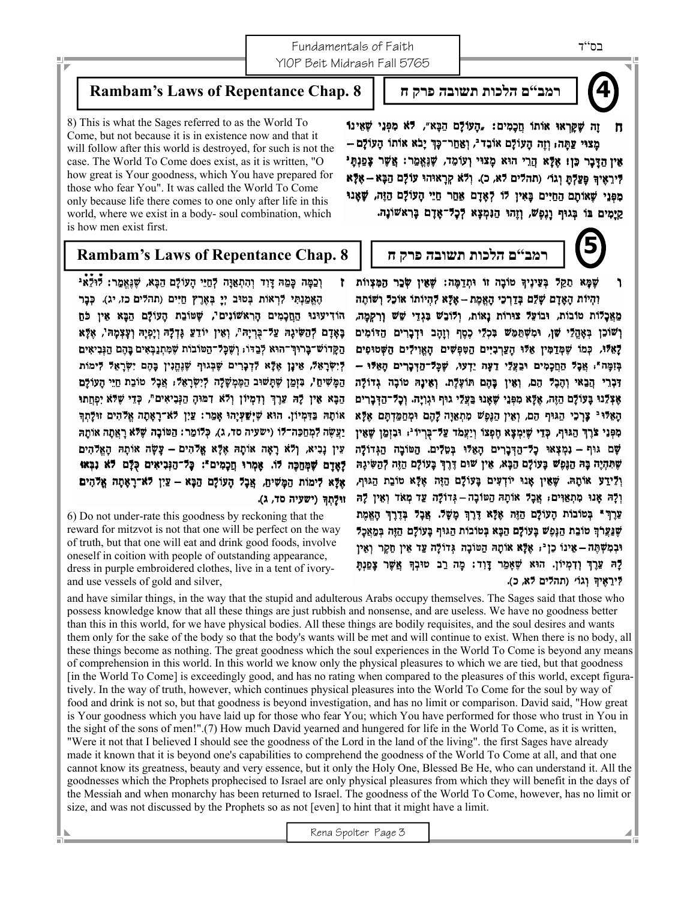## 4

## Rambam's Laws of Repentance Chap. 8

## רמב"ם הלכות תשובה פרק ח

8) This is what the Sages referred to as the World To Come, but not because it is in existence now and that it will follow after this world is destroyed, for such is not the case. The World To Come does exist, as it is written, "O how great is Your goodness, which You have prepared for those who fear You". It was called the World To Come only because life there comes to one only after life in this world, where we exist in a body- soul combination, which is how men exist first.

ח זֶה שֶׁקָּרְאוּ אוֹתוֹ חֲכָמִים: "הָעוֹלָם הַבָּא", לֹא מִפְּנֵי שֶׁאֵינוֹ מָצוּי עַתָּה, וְזֶה הָעוֹלָם אוֹבֵד, וְאַחַר־כָּךְ יָבֹא אוֹתוֹ הָעוֹלָם – אֵין הַדָּבָר כֵּן; אֶלָּא הֲרֵי הוּא מָצוּי וְעוֹמֵד, שֶׁנֶּאֱמַר: אֲשֶׁר צָפַנְתָּ לִּירֵאֶיךָ פָּעַלְתָּ וְגוֹ' (תהלים לא, כ). וְלֹא קְרָאוּהוּ עוֹלָם הַבָּא – אֶלָּא מִפְּנֵי שֶׁאוֹתָם הַחַיִּים בָּאִין לוֹ לְאָדָם אַחַר חַיֵּי הָעוֹלָם הַזֶּה, שֶׁאָנוּ קַיָּמִים בּוֹ בְּגוּף וְנֶפֶשׁ, וְזֶהוּ הַנִּמְצָא לְכָל־אָדָם בָּרִאשׁוֹנָה.

## 5

## Rambam's Laws of Repentance Chap. 8

## רמב"ם הלכות תשובה פרק ח

ו שֶׁמָּא תָּקֵל בְּעֵינֶיךָ טוֹבָה זוֹ וּתְדַמֶּה: שֶׁאֵין שְׂכַר הַמִּצְוֹת וְהִיּוֹת הָאָדָם שָׁלֵם בְּדַרְכֵי הָאֱמֶת – אֶלָּא לִהְיוֹתוֹ אוֹכֵל וְשׁוֹתֶה מַאֲכָלוֹת טוֹבוֹת, וּבוֹעֵל צוּרוֹת נָאוֹת, וְלוֹבֵשׁ בִּגְדֵי שֵׁשׁ וְרִקְמָה, וְשׁוֹכֵן בְּאָהֳלֵי שֵׁן, וּמִשְׁתַּמֵּשׁ בִּכְלֵי כֶסֶף וְזָהָב וּדְבָרִים הַדּוֹמִים לָאֵלּוּ, כְּמוֹ שֶׁמְּדַמִּין אֵלּוּ הָעַרְבִיִּים הַטִּפְּשִׁים הָאֱוִילִים הַשְּׁטוּפִים בְּזִמָּה; אֲבָל הַחֲכָמִים וּבַעֲלֵי דֵעָה יֵדְעוּ, שֶׁכָּל־הַדְּבָרִים הָאֵלּוּ – דִּבְרֵי הֲבַאי וְהֶבֶל הֵם, וְאֵין בָּהֶם תּוֹעֶלֶת. וְאֵינָהּ טוֹבָה גְדוֹלָה אֶצְלֵנוּ בָּעוֹלָם הַזֶּה, אֶלָּא מִפְּנֵי שֶׁאָנוּ בַּעֲלֵי גוּף וּגְוִיָּה. וְכָל־הַדְּבָרִים הָאֵלּוּ צָרְכֵי הַגּוּף הֵם, וְאֵין הַנֶּפֶשׁ מִתְאַוָּה לָהֶם וּמִתְחַמֶּדֶת אֶלָּא מִפְּנֵי צֹרֶךְ הַגּוּף, כְּדֵי שֶׁיִּמְצָא חֶפְצוֹ וְיַעֲמֹד עַל־בָּרְיוֹ; וּבִזְמַן שֶׁאֵין שָׁם גּוּף – נִמְצְאוּ כָּל־הַדְּבָרִים הָאֵלּוּ בְּטֵלִים. הַטּוֹבָה הַגְּדוֹלָה שֶׁתִּהְיֶה בָּהּ הַנֶּפֶשׁ בָּעוֹלָם הַבָּא, אֵין שׁוּם דֶּרֶךְ בָּעוֹלָם הַזֶּה לְהַשִּׂיגָהּ וְלֵידַע אוֹתָהּ. שֶׁאֵין אָנוּ יוֹדְעִים בָּעוֹלָם הַזֶּה אֶלָּא טוֹבַת הַגּוּף, וְלָהּ אָנוּ מִתְאַוִּים; אֲבָל אוֹתָהּ הַטּוֹבָה – גְּדוֹלָה עַד מְאֹד וְאֵין לָהּ עֵרֶךְ בְּטוֹבוֹת הָעוֹלָם הַזֶּה אֶלָּא דֶּרֶךְ מָשָׁל. אֲבָל בְּדֶרֶךְ הָאֱמֶת שֶׁנַּעֲרֹךְ טוֹבַת הַנֶּפֶשׁ בָּעוֹלָם הַבָּא בְּטוֹבוֹת הַגּוּף בָּעוֹלָם הַזֶּה בְּמַאֲכָל וּבְמִשְׁתֶּה – אֵינוֹ כֵן; אֶלָּא אוֹתָהּ הַטּוֹבָה גְּדוֹלָה עַד אֵין חֵקֶר וְאֵין לָהּ עֵרֶךְ וְדִמְיוֹן. הוּא שֶׁאָמַר דָּוִד: מָה רַב טוּבְךָ אֲשֶׁר צָפַנְתָּ לִּירֵאֶיךָ וְגוֹ' (תהלים לא, כ).

ז וְכַמָּה כָּמַהּ דָּוִד וְהִתְאַוָּה לְחַיֵּי הָעוֹלָם הַבָּא, שֶׁנֶּאֱמַר: לוּלֵא הֶאֱמַנְתִּי לִרְאוֹת בְּטוּב יְיָ בְּאֶרֶץ חַיִּים (תהלים כז, יג). כְּבָר הוֹדִיעוּנוּ הַחֲכָמִים הָרִאשׁוֹנִים, שֶׁטּוֹבַת הָעוֹלָם הַבָּא אֵין כֹּחַ בְּאָדָם לְהַשִּׂיגָהּ עַל־בֻּרְיָהּ, וְאֵין יוֹדֵעַ גָּדְלָהּ וְיָפְיָהּ וְעָצְמָהּ, אֶלָּא הַקָּדוֹשׁ־בָּרוּךְ־הוּא לְבַדּוֹ; וְשֶׁכָּל־הַטּוֹבוֹת שֶׁמִּתְנַבְּאִים בָּהֶם הַנְּבִיאִים לְיִשְׂרָאֵל, אֵינָן אֶלָּא לִדְבָרִים שֶׁבְּגוּף שֶׁנֶּהֱנִין בָּהֶם יִשְׂרָאֵל לִימוֹת הַמָּשִׁיחַ, בִּזְמַן שֶׁתָּשׁוּב הַמֶּמְשָׁלָה לְיִשְׂרָאֵל; אֲבָל טוֹבַת חַיֵּי הָעוֹלָם הַבָּא אֵין לָהּ עֵרֶךְ וְדִמְיוֹן וְלֹא דִּמּוּהָ הַנְּבִיאִים, כְּדֵי שֶׁלֹּא יְפַחֲתוּ אוֹתָהּ בַּדִּמְיוֹן. הוּא שֶׁיְּשַׁעְיָהוּ אָמַר: עַיִן לֹא־רָאָתָה אֱלֹהִים זוּלָתְךָ יַעֲשֶׂה לִמְחַכֵּה־לוֹ (ישעיה סד, ג), כְּלוֹמַר: הַטּוֹבָה שֶׁלֹּא רָאֲתָה אוֹתָהּ עֵין נָבִיא, וְלֹא רָאָה אוֹתָהּ אֶלָּא אֱלֹהִים – עָשָׂה אוֹתָהּ הָאֱלֹהִים לָאָדָם שֶׁמְּחַכֶּה לוֹ. אָמְרוּ חֲכָמִים: כָּל־הַנְּבִיאִים כֻּלָּם לֹא נִתְנַבְּאוּ אֶלָּא לִימוֹת הַמָּשִׁיחַ, אֲבָל הָעוֹלָם הַבָּא – עַיִן לֹא־רָאָתָה אֱלֹהִים זוּלָתְךָ (ישעיה סד, ג).

6) Do not under-rate this goodness by reckoning that the reward for mitzvot is not that one will be perfect on the way of truth, but that one will eat and drink good foods, involve oneself in coition with people of outstanding appearance, dress in purple embroidered clothes, live in a tent of ivory- and use vessels of gold and silver, and have similar things, in the way that the stupid and adulterous Arabs occupy themselves. The Sages said that those who possess knowledge know that all these things are just rubbish and nonsense, and are useless. We have no goodness better than this in this world, for we have physical bodies. All these things are bodily requisites, and the soul desires and wants them only for the sake of the body so that the body's wants will be met and will continue to exist. When there is no body, all these things become as nothing. The great goodness which the soul experiences in the World To Come is beyond any means of comprehension in this world. In this world we know only the physical pleasures to which we are tied, but that goodness [in the World To Come] is exceedingly good, and has no rating when compared to the pleasures of this world, except figuratively. In the way of truth, however, which continues physical pleasures into the World To Come for the soul by way of food and drink is not so, but that goodness is beyond investigation, and has no limit or comparison. David said, "How great is Your goodness which you have laid up for those who fear You; which You have performed for those who trust in You in the sight of the sons of men!".(7) How much David yearned and hungered for life in the World To Come, as it is written, "Were it not that I believed I should see the goodness of the Lord in the land of the living". the first Sages have already made it known that it is beyond one's capabilities to comprehend the goodness of the World To Come at all, and that one cannot know its greatness, beauty and very essence, but it only the Holy One, Blessed Be He, who can understand it. All the goodnesses which the Prophets prophesied to Israel are only physical pleasures from which they will benefit in the days of the Messiah and when monarchy has been returned to Israel. The goodness of the World To Come, however, has no limit or size, and was not discussed by the Prophets so as not [even] to hint that it might have a limit.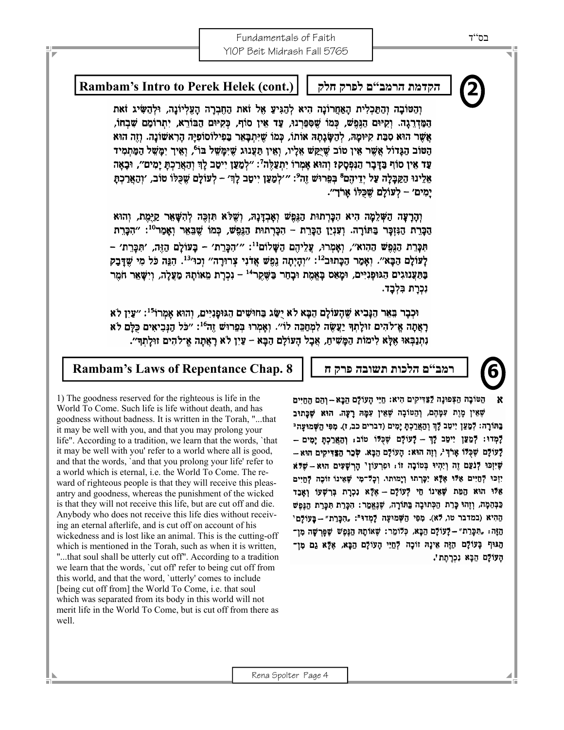## Rambam's Intro to Perek Helek (cont.) | הקדמת הרמב"ם לפרק חלק

**2**

וְהַטּוֹבָה וְהַתַּכְלִית הָאַחֲרוֹנָה הִיא לְהַגִּיעַ אֶל זֹאת הַחֶבְרָה הָעֶלְיוֹנָה, וּלְהַשִּׂיג זֹאת הַמַּדְרֵגָה. וְקִיּוּם הַנֶּפֶשׁ, כְּמוֹ שֶׁסִּפַּרְנוּ, עַד אֵין סוֹף, כְּקִיּוּם הַבּוֹרֵא, יִתְרוֹמֵם שִׁבְחוֹ, אֲשֶׁר הוּא סִבַּת קִיּוּמָהּ, לְהַשָּׂגָתָהּ אוֹתוֹ, כְּמוֹ שֶׁיִּתְבָּאֵר בַּפִילוֹסוֹפְיָה הָרִאשׁוֹנָה. וְזֶה הוּא הַטּוֹב הַגָּדוֹל אֲשֶׁר אֵין טוֹב שֶׁיֵּקַּשׁ אֵלָיו, וְאֵין תַּעֲנוּג שֶׁיִּמָּשֵׁל בּוֹ[6], וְאֵיךְ יִמָּשֵׁל הַמַּתְמִיד עַד אֵין סוֹף בַּדָּבָר הַנִּפְסָק? וְהוּא אָמְרוֹ יִתְעַלֶּה[7]: "לְמַעַן יִיטַב לָךְ וְהַאֲרַכְתָּ יָמִים", וּבָאָה אֵלֵינוּ הַקַּבָּלָה עַל יְדֵיהֶם[8] בְּפֵרוּשׁ זֶה[9]: "'לְמַעַן יִיטַב לָךְ' – לְעוֹלָם שֶׁכֻּלּוֹ טוֹב, 'וְהַאֲרַכְתָּ יָמִים' – לְעוֹלָם שֶׁכֻּלּוֹ אָרֹךְ".

וְהָרָעָה הַשְּׁלֵמָה הִיא הִכָּרְתוּת הַנֶּפֶשׁ וְאָבְדָנָהּ, וְשֶׁלֹּא תִּזְכֶּה לְהִשָּׁאֵר קַיֶּמֶת, וְהוּא הַכָּרֵת הַנִּזְכָּר בַּתּוֹרָה. וְעִנְיַן הַכָּרֵת – הִכָּרְתוּת הַנֶּפֶשׁ, כְּמוֹ שֶׁבֵּאֵר וְאָמַר[10]: "הִכָּרֵת תִּכָּרֵת הַנֶּפֶשׁ הַהִוא", וְאָמְרוּ, עֲלֵיהֶם הַשָּׁלוֹם[11]: "'הִכָּרֵת' – בָּעוֹלָם הַזֶּה, 'תִּכָּרֵת' – לָעוֹלָם הַבָּא". וְאָמַר הַכָּתוּב[12]: "וְהָיְתָה נֶפֶשׁ אֲדֹנִי צְרוּרָה" וְכוּ'[13]. הִנֵּה כֹּל מִי שֶׁדָּבַק בַּתַּעֲנוּגִים הַגּוּפָנִיִּים, וּמָאַס בָּאֱמֶת וּבָחַר בַּשֶּׁקֶר[14] – נִכְרַת מֵאוֹתָהּ מַעֲלָה, וְיִשָּׁאֵר חֹמֶר נִכְרָת בִּלְבָד.

וּכְבָר בֵּאֵר הַנָּבִיא שֶׁהָעוֹלָם הַבָּא לֹא יֻשַּׂג בַּחוּשִׁים הַגּוּפָנִיִּים, וְהוּא אָמְרוֹ[15]: "עַיִן לֹא רָאָתָה אֱ-לֹהִים זוּלָתְךָ יַעֲשֶׂה לִמְחַכֵּה לוֹ". וְאָמְרוּ בְּפֵרוּשׁ זֶה[16]: "כָּל הַנְּבִיאִים כֻּלָּם לֹא נִתְנַבְּאוּ אֶלָּא לִימוֹת הַמָּשִׁיחַ, אֲבָל הָעוֹלָם הַבָּא – עַיִן לֹא רָאֲתָה אֱ-לֹהִים זוּלָתְךָ".

## Rambam's Laws of Repentance Chap. 8 | רמב"ם הלכות תשובה פרק ח

**6**

1) The goodness reserved for the righteous is life in the World To Come. Such life is life without death, and has goodness without badness. It is written in the Torah, "...that it may be well with you, and that you may prolong your life". According to a tradition, we learn that the words, `that it may be well with you' refer to a world where all is good, and that the words, `and that you prolong your life' refer to a world which is eternal, i.e. the World To Come. The reward of righteous people is that they will receive this pleasantry and goodness, whereas the punishment of the wicked is that they will not receive this life, but are cut off and die. Anybody who does not receive this life dies without receiving an eternal afterlife, and is cut off on account of his wickedness and is lost like an animal. This is the cutting-off which is mentioned in the Torah, such as when it is written, "...that soul shall be utterly cut off". According to a tradition we learn that the words, `cut off' refer to being cut off from this world, and that the word, `utterly' comes to include [being cut off from] the World To Come, i.e. that soul which was separated from its body in this world will not merit life in the World To Come, but is cut off from there as well.

א הַטּוֹבָה הַצְּפוּנָה לַצַּדִּיקִים הִיא: חַיֵּי הָעוֹלָם הַבָּא – וְהֵם הַחַיִּים שֶׁאֵין מָוֶת עִמָּהֶם, וְהַטּוֹבָה שֶׁאֵין עִמָּהּ רָעָה. הוּא שֶׁכָּתוּב בַּתּוֹרָה: לְמַעַן יִיטַב לָךְ וְהַאֲרַכְתָּ יָמִים (דברים כב, ז). מִפִּי הַשְּׁמוּעָה[a] לָמְדוּ: לְמַעַן יִיטַב לָךְ – לָעוֹלָם שֶׁכֻּלּוֹ טוֹב; וְהַאֲרַכְתָּ יָמִים – לָעוֹלָם שֶׁכֻּלּוֹ אָרֹךְ[b], וְזֶה הוּא: הָעוֹלָם הַבָּא. שְׂכַר הַצַּדִּיקִים הוּא – שֶׁיִּזְכּוּ לְנֹעַם זֶה וְיִהְיוּ בְּטוֹבָה זוֹ; וּפִרְעוֹן[c] הָרְשָׁעִים הוּא – שֶׁלֹּא יִזְכּוּ לְחַיִּים אֵלּוּ אֶלָּא יִכָּרְתוּ וְיָמוּתוּ. וְכָל־מִי שֶׁאֵינוֹ זוֹכֶה לְחַיִּים אֵלּוּ הוּא הַמֵּת שֶׁאֵינוֹ חַי לְעוֹלָם – אֶלָּא נִכְרָת בְּרִשְׁעוֹ וְאָבַד כַּבְּהֵמָה, וְזֶהוּ כָּרֵת הַכְּתוּבָה בַּתּוֹרָה, שֶׁנֶּאֱמַר: הִכָּרֵת תִּכָּרֵת הַנֶּפֶשׁ הַהִיא (במדבר טו, לא). מִפִּי הַשְּׁמוּעָה לָמְדוּ[d]: "הִכָּרֵת" – בָּעוֹלָם הַזֶּה; "תִּכָּרֵת" – לָעוֹלָם הַבָּא, כְּלוֹמַר: שֶׁאוֹתָהּ הַנֶּפֶשׁ שֶׁפָּרְשָׁה מִן־הַגּוּף בָּעוֹלָם הַזֶּה אֵינָהּ זוֹכָה לְחַיֵּי הָעוֹלָם הַבָּא, אֶלָּא גַּם מִן־הָעוֹלָם הַבָּא נִכְרֶתֶת.